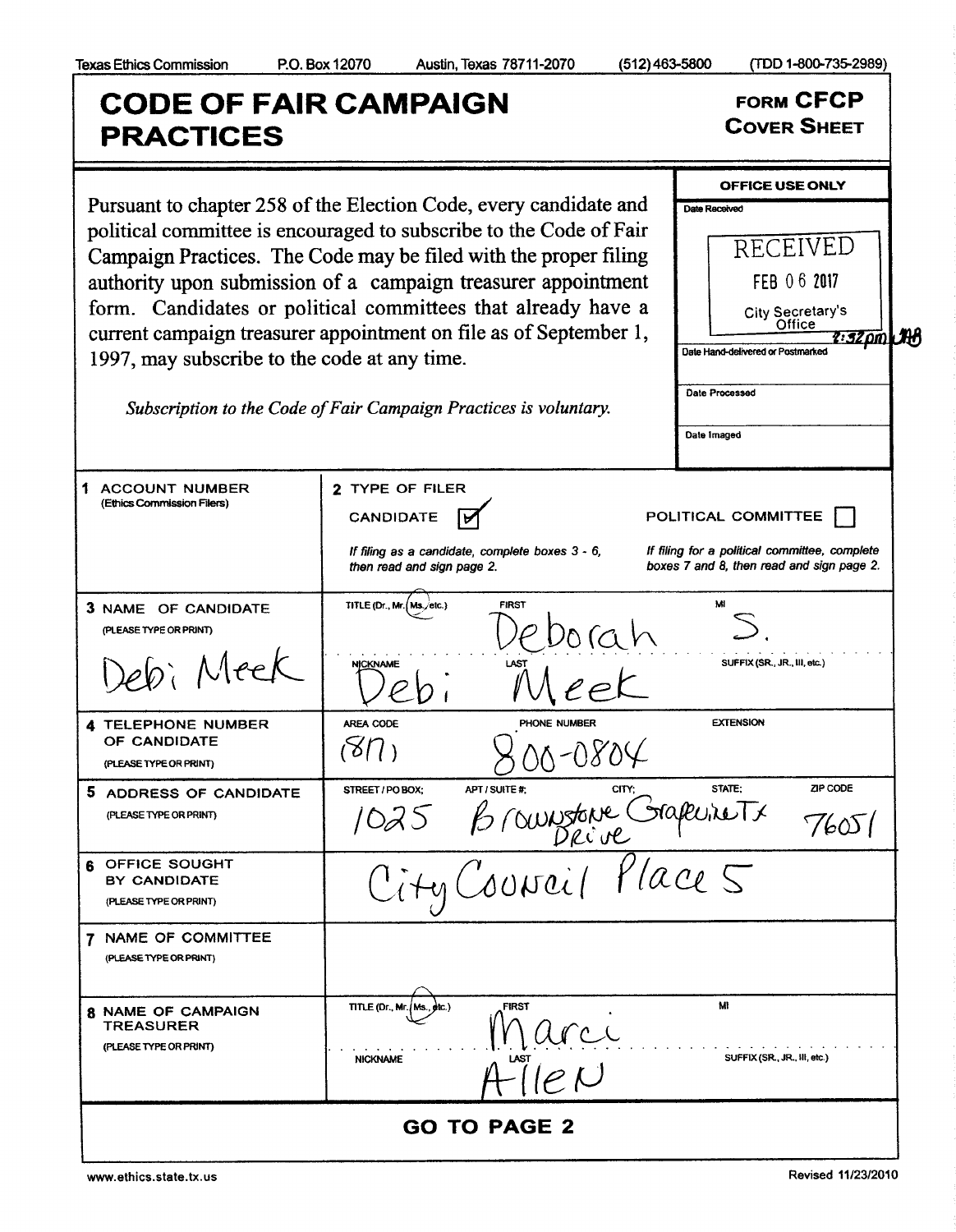Texas Ethics Commission P.O. Box 12070 Austin, Texas 78711-2070 (512) 463-5800 (TDD 1-800-735-2989)

# CODE OF FAIR CAMPAIGN PRACTICES

**FORM CFCP**
**COVER SHEET**

Pursuant to chapter 258 of the Election Code, every candidate and political committee is encouraged to subscribe to the Code of Fair Campaign Practices. The Code may be filed with the proper filing authority upon submission of a campaign treasurer appointment form. Candidates or political committees that already have a current campaign treasurer appointment on file as of September 1, 1997, may subscribe to the code at any time.

*Subscription to the Code of Fair Campaign Practices is voluntary.*

**OFFICE USE ONLY**

Date Received: RECEIVED FEB 06 2017 City Secretary's Office 2:32pm

Date Hand-delivered or Postmarked

Date Processed

Date Imaged

| | |
|---|---|
| **1 ACCOUNT NUMBER** (Ethics Commission Filers) | **2 TYPE OF FILER** CANDIDATE [X] POLITICAL COMMITTEE [ ] <br> *If filing as a candidate, complete boxes 3 - 6, then read and sign page 2.* *If filing for a political committee, complete boxes 7 and 8, then read and sign page 2.* |
| **3 NAME OF CANDIDATE** (PLEASE TYPE OR PRINT) <br> Debi Meek | TITLE (Dr., Mr., Ms., etc.): Ms. FIRST: Deborah MI: S. <br> NICKNAME: Debi LAST: Meek SUFFIX (SR., JR., III, etc.): |
| **4 TELEPHONE NUMBER OF CANDIDATE** (PLEASE TYPE OR PRINT) | AREA CODE: (817) PHONE NUMBER: 800-0804 EXTENSION: |
| **5 ADDRESS OF CANDIDATE** (PLEASE TYPE OR PRINT) | STREET / PO BOX: 1025 Brownstone Drive APT / SUITE #: CITY: Grapevine STATE: Tx ZIP CODE: 76051 |
| **6 OFFICE SOUGHT BY CANDIDATE** (PLEASE TYPE OR PRINT) | City Council Place 5 |
| **7 NAME OF COMMITTEE** (PLEASE TYPE OR PRINT) | |
| **8 NAME OF CAMPAIGN TREASURER** (PLEASE TYPE OR PRINT) | TITLE (Dr., Mr., Ms., etc.): Ms. FIRST: Marci MI: <br> NICKNAME: LAST: Allen SUFFIX (SR., JR., III, etc.): |

**GO TO PAGE 2**

www.ethics.state.tx.us Revised 11/23/2010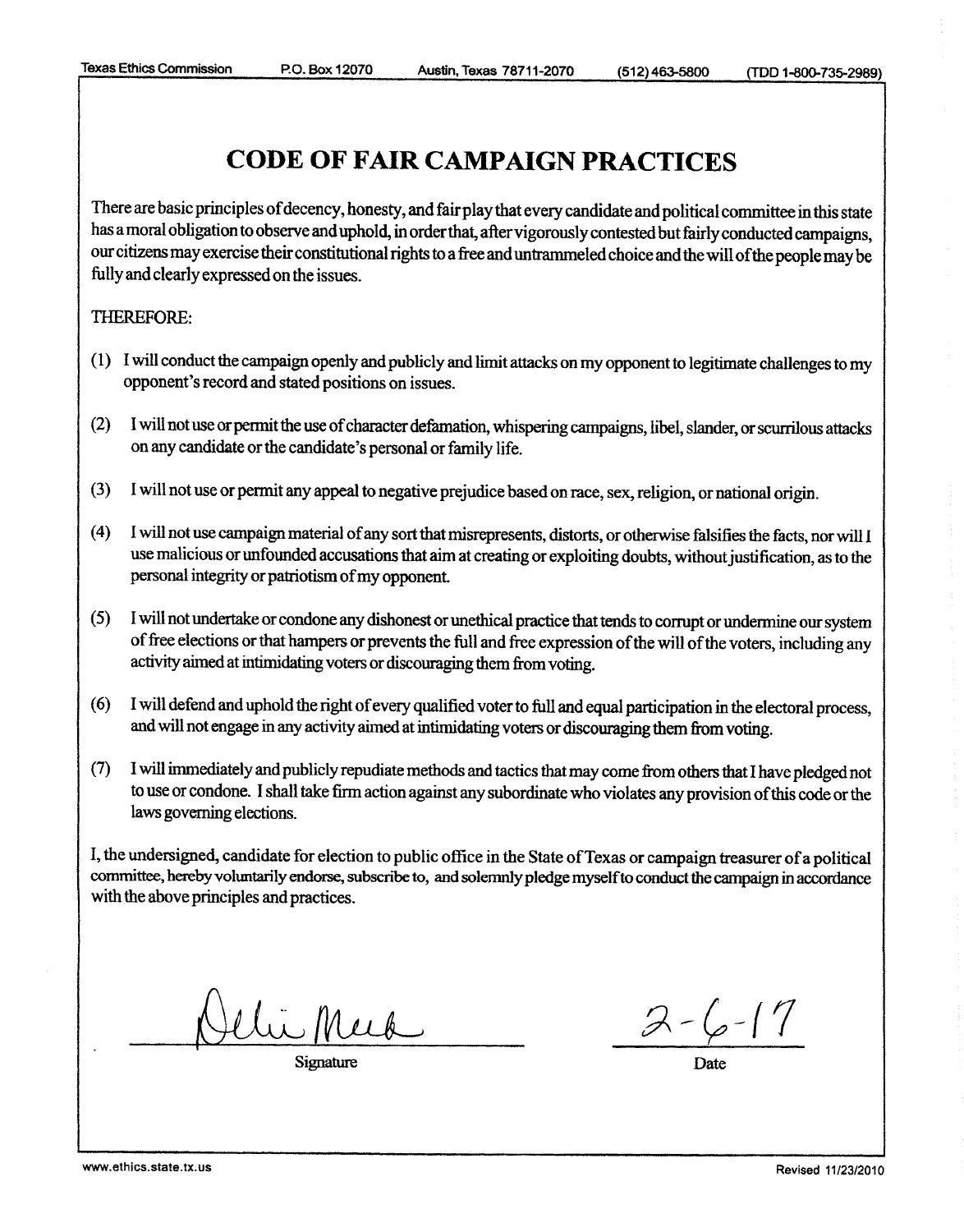Texas Ethics Commission P.O. Box 12070 Austin, Texas 78711-2070 (512) 463-5800 (TDD 1-800-735-2989)

# CODE OF FAIR CAMPAIGN PRACTICES

There are basic principles of decency, honesty, and fair play that every candidate and political committee in this state has a moral obligation to observe and uphold, in order that, after vigorously contested but fairly conducted campaigns, our citizens may exercise their constitutional rights to a free and untrammeled choice and the will of the people may be fully and clearly expressed on the issues.

THEREFORE:

(1) I will conduct the campaign openly and publicly and limit attacks on my opponent to legitimate challenges to my opponent's record and stated positions on issues.

(2) I will not use or permit the use of character defamation, whispering campaigns, libel, slander, or scurrilous attacks on any candidate or the candidate's personal or family life.

(3) I will not use or permit any appeal to negative prejudice based on race, sex, religion, or national origin.

(4) I will not use campaign material of any sort that misrepresents, distorts, or otherwise falsifies the facts, nor will I use malicious or unfounded accusations that aim at creating or exploiting doubts, without justification, as to the personal integrity or patriotism of my opponent.

(5) I will not undertake or condone any dishonest or unethical practice that tends to corrupt or undermine our system of free elections or that hampers or prevents the full and free expression of the will of the voters, including any activity aimed at intimidating voters or discouraging them from voting.

(6) I will defend and uphold the right of every qualified voter to full and equal participation in the electoral process, and will not engage in any activity aimed at intimidating voters or discouraging them from voting.

(7) I will immediately and publicly repudiate methods and tactics that may come from others that I have pledged not to use or condone. I shall take firm action against any subordinate who violates any provision of this code or the laws governing elections.

I, the undersigned, candidate for election to public office in the State of Texas or campaign treasurer of a political committee, hereby voluntarily endorse, subscribe to, and solemnly pledge myself to conduct the campaign in accordance with the above principles and practices.

Debi Meek — Signature

2-6-17 — Date

www.ethics.state.tx.us

Revised 11/23/2010